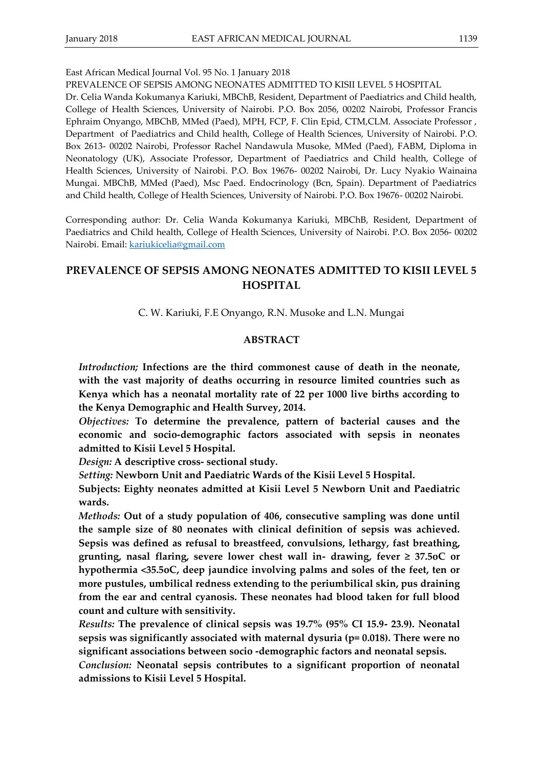East African Medical Journal Vol. 95 No. 1 January 2018

PREVALENCE OF SEPSIS AMONG NEONATES ADMITTED TO KISII LEVEL 5 HOSPITAL

Dr. Celia Wanda Kokumanya Kariuki, MBChB, Resident, Department of Paediatrics and Child health, College of Health Sciences, University of Nairobi. P.O. Box 2056, 00202 Nairobi, Professor Francis Ephraim Onyango, MBChB, MMed (Paed), MPH, FCP, F. Clin Epid, CTM,CLM. Associate Professor , Department of Paediatrics and Child health, College of Health Sciences, University of Nairobi. P.O. Box 2613- 00202 Nairobi, Professor Rachel Nandawula Musoke, MMed (Paed), FABM, Diploma in Neonatology (UK), Associate Professor, Department of Paediatrics and Child health, College of Health Sciences, University of Nairobi. P.O. Box 19676- 00202 Nairobi, Dr. Lucy Nyakio Wainaina Mungai. MBChB, MMed (Paed), Msc Paed. Endocrinology (Bcn, Spain). Department of Paediatrics and Child health, College of Health Sciences, University of Nairobi. P.O. Box 19676- 00202 Nairobi.

Corresponding author: Dr. Celia Wanda Kokumanya Kariuki, MBChB, Resident, Department of Paediatrics and Child health, College of Health Sciences, University of Nairobi. P.O. Box 2056- 00202 Nairobi. Email: kariukicelia@gmail.com

# PREVALENCE OF SEPSIS AMONG NEONATES ADMITTED TO KISII LEVEL 5 HOSPITAL

C. W. Kariuki, F.E Onyango, R.N. Musoke and L.N. Mungai

## ABSTRACT

*Introduction;* **Infections are the third commonest cause of death in the neonate, with the vast majority of deaths occurring in resource limited countries such as Kenya which has a neonatal mortality rate of 22 per 1000 live births according to the Kenya Demographic and Health Survey, 2014.**

*Objectives:* **To determine the prevalence, pattern of bacterial causes and the economic and socio-demographic factors associated with sepsis in neonates admitted to Kisii Level 5 Hospital.**

*Design:* **A descriptive cross- sectional study.**

*Setting:* **Newborn Unit and Paediatric Wards of the Kisii Level 5 Hospital.**

**Subjects: Eighty neonates admitted at Kisii Level 5 Newborn Unit and Paediatric wards.**

*Methods:* **Out of a study population of 406, consecutive sampling was done until the sample size of 80 neonates with clinical definition of sepsis was achieved. Sepsis was defined as refusal to breastfeed, convulsions, lethargy, fast breathing, grunting, nasal flaring, severe lower chest wall in- drawing, fever ≥ 37.5oC or hypothermia <35.5oC, deep jaundice involving palms and soles of the feet, ten or more pustules, umbilical redness extending to the periumbilical skin, pus draining from the ear and central cyanosis. These neonates had blood taken for full blood count and culture with sensitivity.**

*Results:* **The prevalence of clinical sepsis was 19.7% (95% CI 15.9- 23.9). Neonatal sepsis was significantly associated with maternal dysuria (p= 0.018). There were no significant associations between socio -demographic factors and neonatal sepsis.**

*Conclusion:* **Neonatal sepsis contributes to a significant proportion of neonatal admissions to Kisii Level 5 Hospital.**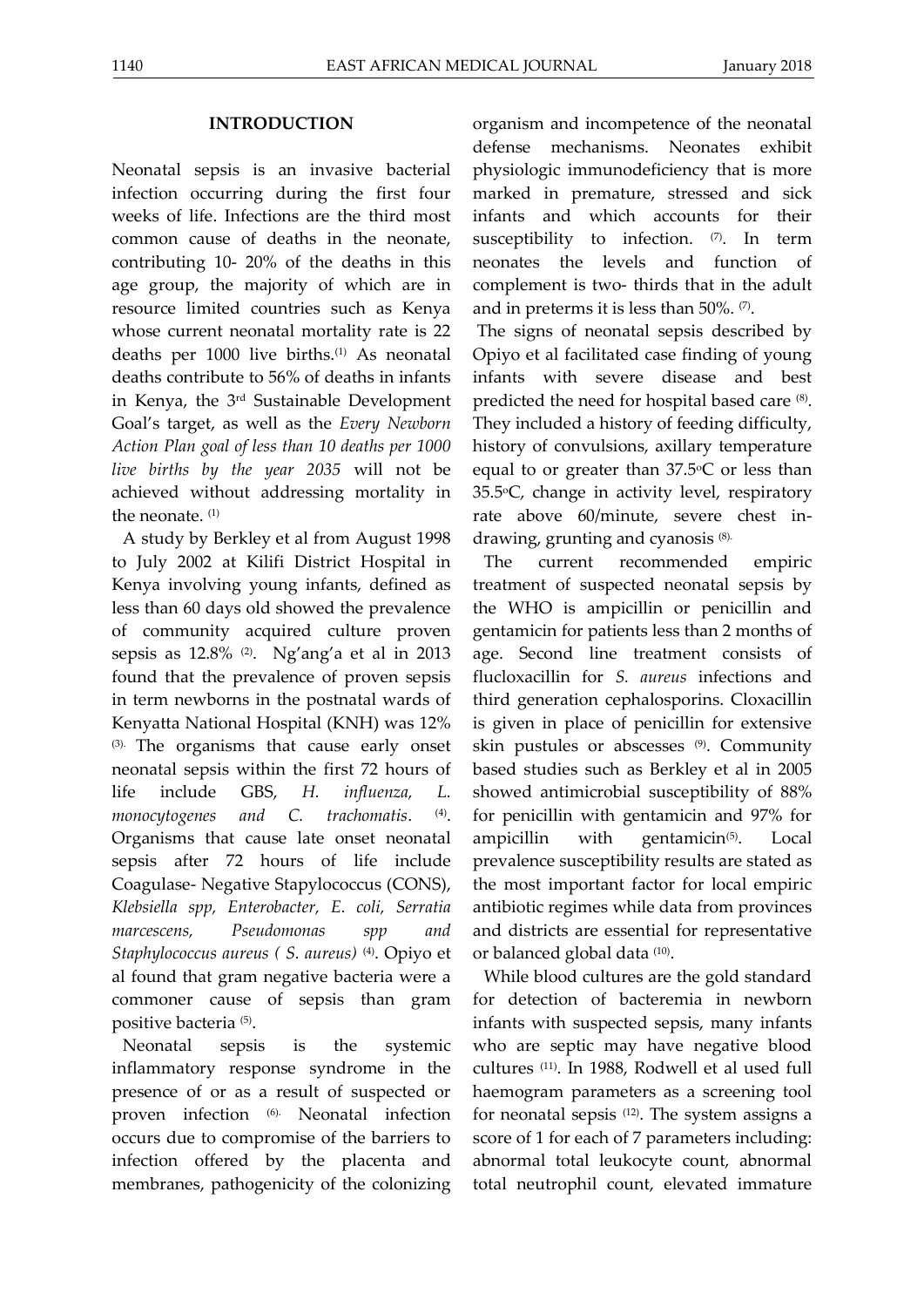## INTRODUCTION

Neonatal sepsis is an invasive bacterial infection occurring during the first four weeks of life. Infections are the third most common cause of deaths in the neonate, contributing 10- 20% of the deaths in this age group, the majority of which are in resource limited countries such as Kenya whose current neonatal mortality rate is 22 deaths per 1000 live births.[1] As neonatal deaths contribute to 56% of deaths in infants in Kenya, the 3rd Sustainable Development Goal's target, as well as the *Every Newborn Action Plan goal of less than 10 deaths per 1000 live births by the year 2035* will not be achieved without addressing mortality in the neonate. [1]

A study by Berkley et al from August 1998 to July 2002 at Kilifi District Hospital in Kenya involving young infants, defined as less than 60 days old showed the prevalence of community acquired culture proven sepsis as 12.8% [2]. Ng'ang'a et al in 2013 found that the prevalence of proven sepsis in term newborns in the postnatal wards of Kenyatta National Hospital (KNH) was 12% [3]. The organisms that cause early onset neonatal sepsis within the first 72 hours of life include GBS, *H. influenza, L. monocytogenes and C. trachomatis*. [4]. Organisms that cause late onset neonatal sepsis after 72 hours of life include Coagulase- Negative Stapylococcus (CONS), *Klebsiella spp, Enterobacter, E. coli, Serratia marcescens, Pseudomonas spp and Staphylococcus aureus ( S. aureus)* [4]. Opiyo et al found that gram negative bacteria were a commoner cause of sepsis than gram positive bacteria [5].

Neonatal sepsis is the systemic inflammatory response syndrome in the presence of or as a result of suspected or proven infection [6]. Neonatal infection occurs due to compromise of the barriers to infection offered by the placenta and membranes, pathogenicity of the colonizing organism and incompetence of the neonatal defense mechanisms. Neonates exhibit physiologic immunodeficiency that is more marked in premature, stressed and sick infants and which accounts for their susceptibility to infection. [7]. In term neonates the levels and function of complement is two- thirds that in the adult and in preterms it is less than 50%. [7].

The signs of neonatal sepsis described by Opiyo et al facilitated case finding of young infants with severe disease and best predicted the need for hospital based care [8]. They included a history of feeding difficulty, history of convulsions, axillary temperature equal to or greater than 37.5°C or less than 35.5°C, change in activity level, respiratory rate above 60/minute, severe chest in-drawing, grunting and cyanosis [8].

The current recommended empiric treatment of suspected neonatal sepsis by the WHO is ampicillin or penicillin and gentamicin for patients less than 2 months of age. Second line treatment consists of flucloxacillin for *S. aureus* infections and third generation cephalosporins. Cloxacillin is given in place of penicillin for extensive skin pustules or abscesses [9]. Community based studies such as Berkley et al in 2005 showed antimicrobial susceptibility of 88% for penicillin with gentamicin and 97% for ampicillin with gentamicin[5]. Local prevalence susceptibility results are stated as the most important factor for local empiric antibiotic regimes while data from provinces and districts are essential for representative or balanced global data [10].

While blood cultures are the gold standard for detection of bacteremia in newborn infants with suspected sepsis, many infants who are septic may have negative blood cultures [11]. In 1988, Rodwell et al used full haemogram parameters as a screening tool for neonatal sepsis [12]. The system assigns a score of 1 for each of 7 parameters including: abnormal total leukocyte count, abnormal total neutrophil count, elevated immature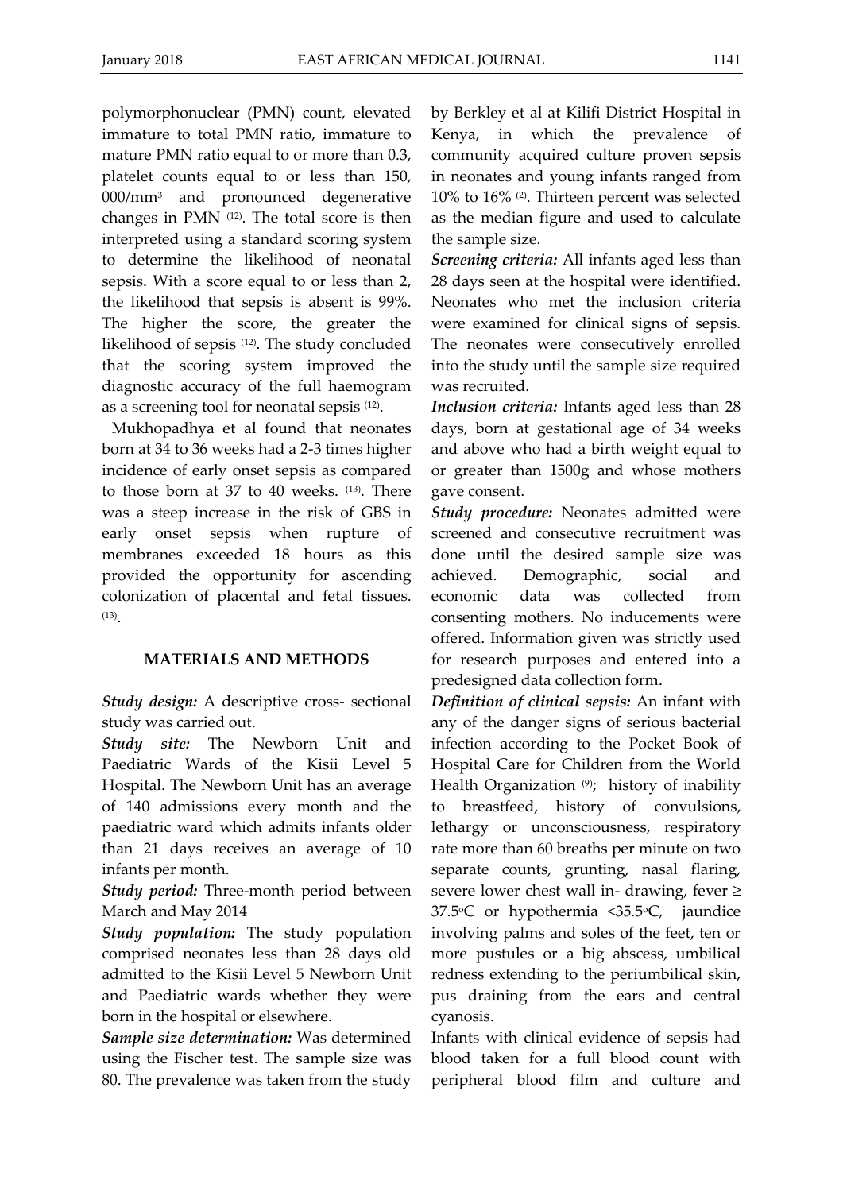polymorphonuclear (PMN) count, elevated immature to total PMN ratio, immature to mature PMN ratio equal to or more than 0.3, platelet counts equal to or less than 150, 000/mm$^3$ and pronounced degenerative changes in PMN [12]. The total score is then interpreted using a standard scoring system to determine the likelihood of neonatal sepsis. With a score equal to or less than 2, the likelihood that sepsis is absent is 99%. The higher the score, the greater the likelihood of sepsis [12]. The study concluded that the scoring system improved the diagnostic accuracy of the full haemogram as a screening tool for neonatal sepsis [12].

Mukhopadhya et al found that neonates born at 34 to 36 weeks had a 2-3 times higher incidence of early onset sepsis as compared to those born at 37 to 40 weeks. [13]. There was a steep increase in the risk of GBS in early onset sepsis when rupture of membranes exceeded 18 hours as this provided the opportunity for ascending colonization of placental and fetal tissues. [13].

## MATERIALS AND METHODS

***Study design:*** A descriptive cross- sectional study was carried out.

***Study site:*** The Newborn Unit and Paediatric Wards of the Kisii Level 5 Hospital. The Newborn Unit has an average of 140 admissions every month and the paediatric ward which admits infants older than 21 days receives an average of 10 infants per month.

***Study period:*** Three-month period between March and May 2014

***Study population:*** The study population comprised neonates less than 28 days old admitted to the Kisii Level 5 Newborn Unit and Paediatric wards whether they were born in the hospital or elsewhere.

***Sample size determination:*** Was determined using the Fischer test. The sample size was 80. The prevalence was taken from the study by Berkley et al at Kilifi District Hospital in Kenya, in which the prevalence of community acquired culture proven sepsis in neonates and young infants ranged from 10% to 16% [2]. Thirteen percent was selected as the median figure and used to calculate the sample size.

***Screening criteria:*** All infants aged less than 28 days seen at the hospital were identified. Neonates who met the inclusion criteria were examined for clinical signs of sepsis. The neonates were consecutively enrolled into the study until the sample size required was recruited.

***Inclusion criteria:*** Infants aged less than 28 days, born at gestational age of 34 weeks and above who had a birth weight equal to or greater than 1500g and whose mothers gave consent.

***Study procedure:*** Neonates admitted were screened and consecutive recruitment was done until the desired sample size was achieved. Demographic, social and economic data was collected from consenting mothers. No inducements were offered. Information given was strictly used for research purposes and entered into a predesigned data collection form.

***Definition of clinical sepsis:*** An infant with any of the danger signs of serious bacterial infection according to the Pocket Book of Hospital Care for Children from the World Health Organization [9]; history of inability to breastfeed, history of convulsions, lethargy or unconsciousness, respiratory rate more than 60 breaths per minute on two separate counts, grunting, nasal flaring, severe lower chest wall in- drawing, fever ≥ 37.5°C or hypothermia <35.5°C, jaundice involving palms and soles of the feet, ten or more pustules or a big abscess, umbilical redness extending to the periumbilical skin, pus draining from the ears and central cyanosis.

Infants with clinical evidence of sepsis had blood taken for a full blood count with peripheral blood film and culture and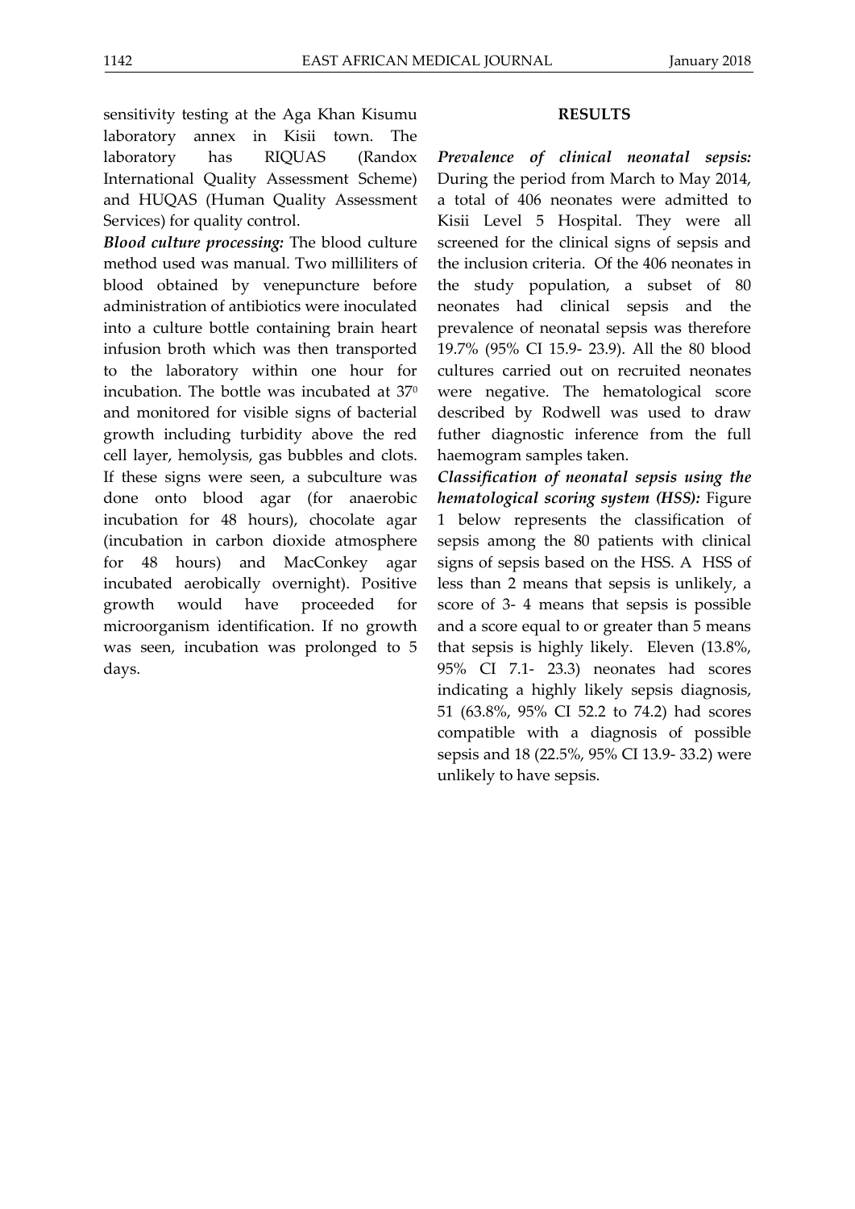sensitivity testing at the Aga Khan Kisumu laboratory annex in Kisii town. The laboratory has RIQUAS (Randox International Quality Assessment Scheme) and HUQAS (Human Quality Assessment Services) for quality control.

***Blood culture processing:*** The blood culture method used was manual. Two milliliters of blood obtained by venepuncture before administration of antibiotics were inoculated into a culture bottle containing brain heart infusion broth which was then transported to the laboratory within one hour for incubation. The bottle was incubated at $37^0$ and monitored for visible signs of bacterial growth including turbidity above the red cell layer, hemolysis, gas bubbles and clots. If these signs were seen, a subculture was done onto blood agar (for anaerobic incubation for 48 hours), chocolate agar (incubation in carbon dioxide atmosphere for 48 hours) and MacConkey agar incubated aerobically overnight). Positive growth would have proceeded for microorganism identification. If no growth was seen, incubation was prolonged to 5 days.

## RESULTS

***Prevalence of clinical neonatal sepsis:*** During the period from March to May 2014, a total of 406 neonates were admitted to Kisii Level 5 Hospital. They were all screened for the clinical signs of sepsis and the inclusion criteria. Of the 406 neonates in the study population, a subset of 80 neonates had clinical sepsis and the prevalence of neonatal sepsis was therefore 19.7% (95% CI 15.9- 23.9). All the 80 blood cultures carried out on recruited neonates were negative. The hematological score described by Rodwell was used to draw futher diagnostic inference from the full haemogram samples taken.

***Classification of neonatal sepsis using the hematological scoring system (HSS):*** Figure 1 below represents the classification of sepsis among the 80 patients with clinical signs of sepsis based on the HSS. A HSS of less than 2 means that sepsis is unlikely, a score of 3- 4 means that sepsis is possible and a score equal to or greater than 5 means that sepsis is highly likely. Eleven (13.8%, 95% CI 7.1- 23.3) neonates had scores indicating a highly likely sepsis diagnosis, 51 (63.8%, 95% CI 52.2 to 74.2) had scores compatible with a diagnosis of possible sepsis and 18 (22.5%, 95% CI 13.9- 33.2) were unlikely to have sepsis.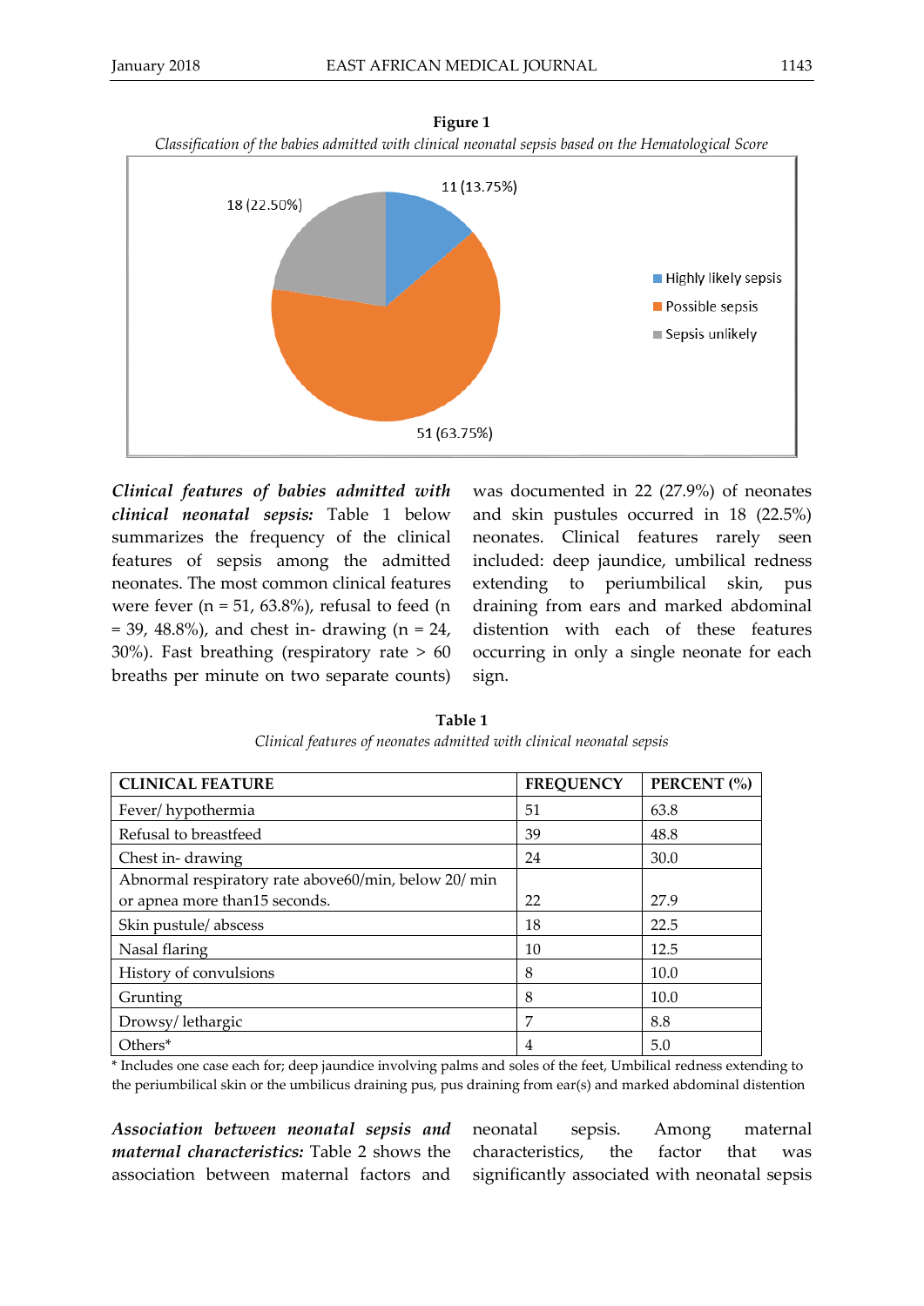**Figure 1**

*Classification of the babies admitted with clinical neonatal sepsis based on the Hematological Score*

11 (13.75%) Highly likely sepsis; 51 (63.75%) Possible sepsis; 18 (22.50%) Sepsis unlikely

***Clinical features of babies admitted with clinical neonatal sepsis:*** Table 1 below summarizes the frequency of the clinical features of sepsis among the admitted neonates. The most common clinical features were fever (n = 51, 63.8%), refusal to feed (n = 39, 48.8%), and chest in- drawing (n = 24, 30%). Fast breathing (respiratory rate > 60 breaths per minute on two separate counts) was documented in 22 (27.9%) of neonates and skin pustules occurred in 18 (22.5%) neonates. Clinical features rarely seen included: deep jaundice, umbilical redness extending to periumbilical skin, pus draining from ears and marked abdominal distention with each of these features occurring in only a single neonate for each sign.

**Table 1**

*Clinical features of neonates admitted with clinical neonatal sepsis*

| CLINICAL FEATURE | FREQUENCY | PERCENT (%) |
|---|---|---|
| Fever/ hypothermia | 51 | 63.8 |
| Refusal to breastfeed | 39 | 48.8 |
| Chest in- drawing | 24 | 30.0 |
| Abnormal respiratory rate above60/min, below 20/ min or apnea more than15 seconds. | 22 | 27.9 |
| Skin pustule/ abscess | 18 | 22.5 |
| Nasal flaring | 10 | 12.5 |
| History of convulsions | 8 | 10.0 |
| Grunting | 8 | 10.0 |
| Drowsy/ lethargic | 7 | 8.8 |
| Others* | 4 | 5.0 |

\* Includes one case each for; deep jaundice involving palms and soles of the feet, Umbilical redness extending to the periumbilical skin or the umbilicus draining pus, pus draining from ear(s) and marked abdominal distention

***Association between neonatal sepsis and maternal characteristics:*** Table 2 shows the association between maternal factors and neonatal sepsis. Among maternal characteristics, the factor that was significantly associated with neonatal sepsis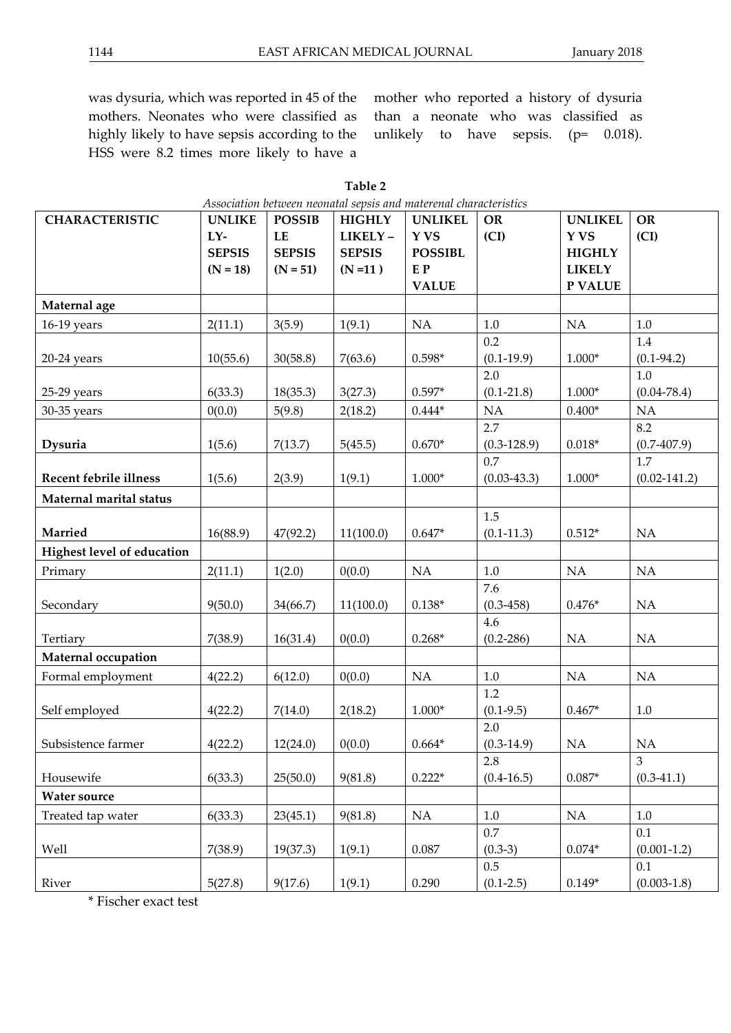was dysuria, which was reported in 45 of the mothers. Neonates who were classified as highly likely to have sepsis according to the HSS were 8.2 times more likely to have a mother who reported a history of dysuria than a neonate who was classified as unlikely to have sepsis. (p= 0.018).

**Table 2**

*Association between neonatal sepsis and materenal characteristics*

| CHARACTERISTIC | UNLIKELY-SEPSIS (N = 18) | POSSIBLE SEPSIS (N = 51) | HIGHLY LIKELY – SEPSIS (N =11 ) | UNLIKELY VS POSSIBLE P VALUE | OR (CI) | UNLIKELY VS HIGHLY LIKELY P VALUE | OR (CI) |
|---|---|---|---|---|---|---|---|
| **Maternal age** | | | | | | | |
| 16-19 years | 2(11.1) | 3(5.9) | 1(9.1) | NA | 1.0 | NA | 1.0 |
| 20-24 years | 10(55.6) | 30(58.8) | 7(63.6) | 0.598* | 0.2 (0.1-19.9) | 1.000* | 1.4 (0.1-94.2) |
| 25-29 years | 6(33.3) | 18(35.3) | 3(27.3) | 0.597* | 2.0 (0.1-21.8) | 1.000* | 1.0 (0.04-78.4) |
| 30-35 years | 0(0.0) | 5(9.8) | 2(18.2) | 0.444* | NA | 0.400* | NA |
| **Dysuria** | 1(5.6) | 7(13.7) | 5(45.5) | 0.670* | 2.7 (0.3-128.9) | 0.018* | 8.2 (0.7-407.9) |
| **Recent febrile illness** | 1(5.6) | 2(3.9) | 1(9.1) | 1.000* | 0.7 (0.03-43.3) | 1.000* | 1.7 (0.02-141.2) |
| **Maternal marital status** | | | | | | | |
| **Married** | 16(88.9) | 47(92.2) | 11(100.0) | 0.647* | 1.5 (0.1-11.3) | 0.512* | NA |
| **Highest level of education** | | | | | | | |
| Primary | 2(11.1) | 1(2.0) | 0(0.0) | NA | 1.0 | NA | NA |
| Secondary | 9(50.0) | 34(66.7) | 11(100.0) | 0.138* | 7.6 (0.3-458) | 0.476* | NA |
| Tertiary | 7(38.9) | 16(31.4) | 0(0.0) | 0.268* | 4.6 (0.2-286) | NA | NA |
| **Maternal occupation** | | | | | | | |
| Formal employment | 4(22.2) | 6(12.0) | 0(0.0) | NA | 1.0 | NA | NA |
| Self employed | 4(22.2) | 7(14.0) | 2(18.2) | 1.000* | 1.2 (0.1-9.5) | 0.467* | 1.0 |
| Subsistence farmer | 4(22.2) | 12(24.0) | 0(0.0) | 0.664* | 2.0 (0.3-14.9) | NA | NA |
| Housewife | 6(33.3) | 25(50.0) | 9(81.8) | 0.222* | 2.8 (0.4-16.5) | 0.087* | 3 (0.3-41.1) |
| **Water source** | | | | | | | |
| Treated tap water | 6(33.3) | 23(45.1) | 9(81.8) | NA | 1.0 | NA | 1.0 |
| Well | 7(38.9) | 19(37.3) | 1(9.1) | 0.087 | 0.7 (0.3-3) | 0.074* | 0.1 (0.001-1.2) |
| River | 5(27.8) | 9(17.6) | 1(9.1) | 0.290 | 0.5 (0.1-2.5) | 0.149* | 0.1 (0.003-1.8) |

* Fischer exact test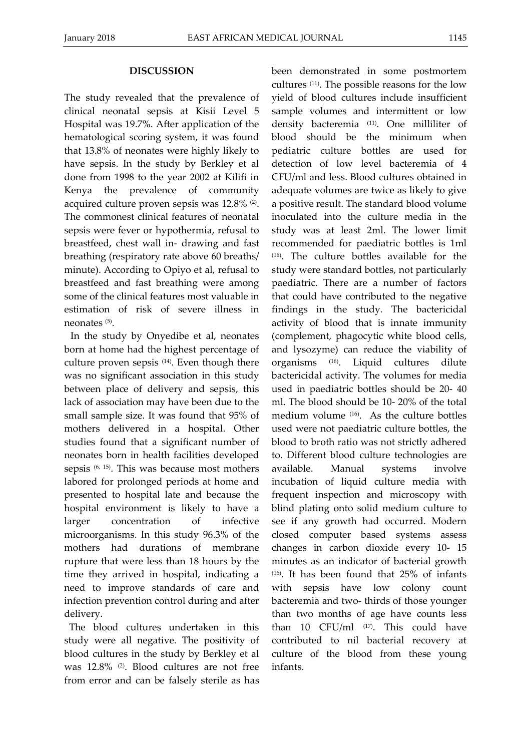## DISCUSSION

The study revealed that the prevalence of clinical neonatal sepsis at Kisii Level 5 Hospital was 19.7%. After application of the hematological scoring system, it was found that 13.8% of neonates were highly likely to have sepsis. In the study by Berkley et al done from 1998 to the year 2002 at Kilifi in Kenya the prevalence of community acquired culture proven sepsis was 12.8% [2]. The commonest clinical features of neonatal sepsis were fever or hypothermia, refusal to breastfeed, chest wall in- drawing and fast breathing (respiratory rate above 60 breaths/ minute). According to Opiyo et al, refusal to breastfeed and fast breathing were among some of the clinical features most valuable in estimation of risk of severe illness in neonates [5].

In the study by Onyedibe et al, neonates born at home had the highest percentage of culture proven sepsis [14]. Even though there was no significant association in this study between place of delivery and sepsis, this lack of association may have been due to the small sample size. It was found that 95% of mothers delivered in a hospital. Other studies found that a significant number of neonates born in health facilities developed sepsis [6, 15]. This was because most mothers labored for prolonged periods at home and presented to hospital late and because the hospital environment is likely to have a larger concentration of infective microorganisms. In this study 96.3% of the mothers had durations of membrane rupture that were less than 18 hours by the time they arrived in hospital, indicating a need to improve standards of care and infection prevention control during and after delivery.

The blood cultures undertaken in this study were all negative. The positivity of blood cultures in the study by Berkley et al was 12.8% [2]. Blood cultures are not free from error and can be falsely sterile as has been demonstrated in some postmortem cultures [11]. The possible reasons for the low yield of blood cultures include insufficient sample volumes and intermittent or low density bacteremia [11]. One milliliter of blood should be the minimum when pediatric culture bottles are used for detection of low level bacteremia of 4 CFU/ml and less. Blood cultures obtained in adequate volumes are twice as likely to give a positive result. The standard blood volume inoculated into the culture media in the study was at least 2ml. The lower limit recommended for paediatric bottles is 1ml [16]. The culture bottles available for the study were standard bottles, not particularly paediatric. There are a number of factors that could have contributed to the negative findings in the study. The bactericidal activity of blood that is innate immunity (complement, phagocytic white blood cells, and lysozyme) can reduce the viability of organisms [16]. Liquid cultures dilute bactericidal activity. The volumes for media used in paediatric bottles should be 20- 40 ml. The blood should be 10- 20% of the total medium volume [16]. As the culture bottles used were not paediatric culture bottles, the blood to broth ratio was not strictly adhered to. Different blood culture technologies are available. Manual systems involve incubation of liquid culture media with frequent inspection and microscopy with blind plating onto solid medium culture to see if any growth had occurred. Modern closed computer based systems assess changes in carbon dioxide every 10- 15 minutes as an indicator of bacterial growth [16]. It has been found that 25% of infants with sepsis have low colony count bacteremia and two- thirds of those younger than two months of age have counts less than 10 CFU/ml [17]. This could have contributed to nil bacterial recovery at culture of the blood from these young infants.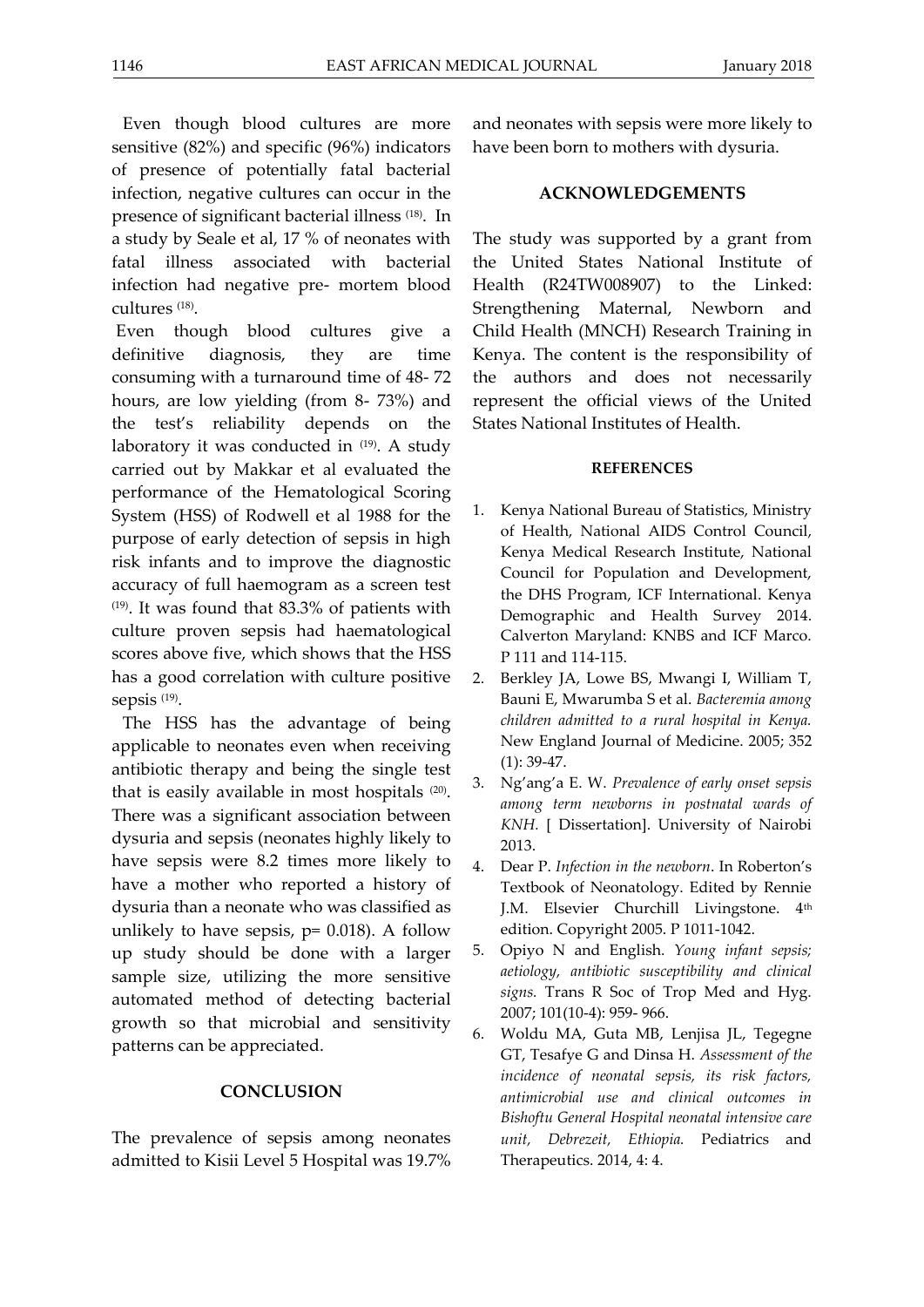Even though blood cultures are more sensitive (82%) and specific (96%) indicators of presence of potentially fatal bacterial infection, negative cultures can occur in the presence of significant bacterial illness [18]. In a study by Seale et al, 17 % of neonates with fatal illness associated with bacterial infection had negative pre- mortem blood cultures [18].

Even though blood cultures give a definitive diagnosis, they are time consuming with a turnaround time of 48- 72 hours, are low yielding (from 8- 73%) and the test's reliability depends on the laboratory it was conducted in [19]. A study carried out by Makkar et al evaluated the performance of the Hematological Scoring System (HSS) of Rodwell et al 1988 for the purpose of early detection of sepsis in high risk infants and to improve the diagnostic accuracy of full haemogram as a screen test [19]. It was found that 83.3% of patients with culture proven sepsis had haematological scores above five, which shows that the HSS has a good correlation with culture positive sepsis [19].

The HSS has the advantage of being applicable to neonates even when receiving antibiotic therapy and being the single test that is easily available in most hospitals [20]. There was a significant association between dysuria and sepsis (neonates highly likely to have sepsis were 8.2 times more likely to have a mother who reported a history of dysuria than a neonate who was classified as unlikely to have sepsis, p= 0.018). A follow up study should be done with a larger sample size, utilizing the more sensitive automated method of detecting bacterial growth so that microbial and sensitivity patterns can be appreciated.

## CONCLUSION

The prevalence of sepsis among neonates admitted to Kisii Level 5 Hospital was 19.7% and neonates with sepsis were more likely to have been born to mothers with dysuria.

## ACKNOWLEDGEMENTS

The study was supported by a grant from the United States National Institute of Health (R24TW008907) to the Linked: Strengthening Maternal, Newborn and Child Health (MNCH) Research Training in Kenya. The content is the responsibility of the authors and does not necessarily represent the official views of the United States National Institutes of Health.

## REFERENCES

1. Kenya National Bureau of Statistics, Ministry of Health, National AIDS Control Council, Kenya Medical Research Institute, National Council for Population and Development, the DHS Program, ICF International. Kenya Demographic and Health Survey 2014. Calverton Maryland: KNBS and ICF Marco. P 111 and 114-115.
2. Berkley JA, Lowe BS, Mwangi I, William T, Bauni E, Mwarumba S et al. *Bacteremia among children admitted to a rural hospital in Kenya.* New England Journal of Medicine. 2005; 352 (1): 39-47.
3. Ng'ang'a E. W. *Prevalence of early onset sepsis among term newborns in postnatal wards of KNH.* [ Dissertation]. University of Nairobi 2013.
4. Dear P. *Infection in the newborn*. In Roberton's Textbook of Neonatology. Edited by Rennie J.M. Elsevier Churchill Livingstone. 4th edition. Copyright 2005. P 1011-1042.
5. Opiyo N and English. *Young infant sepsis; aetiology, antibiotic susceptibility and clinical signs.* Trans R Soc of Trop Med and Hyg. 2007; 101(10-4): 959- 966.
6. Woldu MA, Guta MB, Lenjisa JL, Tegegne GT, Tesafye G and Dinsa H. *Assessment of the incidence of neonatal sepsis, its risk factors, antimicrobial use and clinical outcomes in Bishoftu General Hospital neonatal intensive care unit, Debrezeit, Ethiopia.* Pediatrics and Therapeutics. 2014, 4: 4.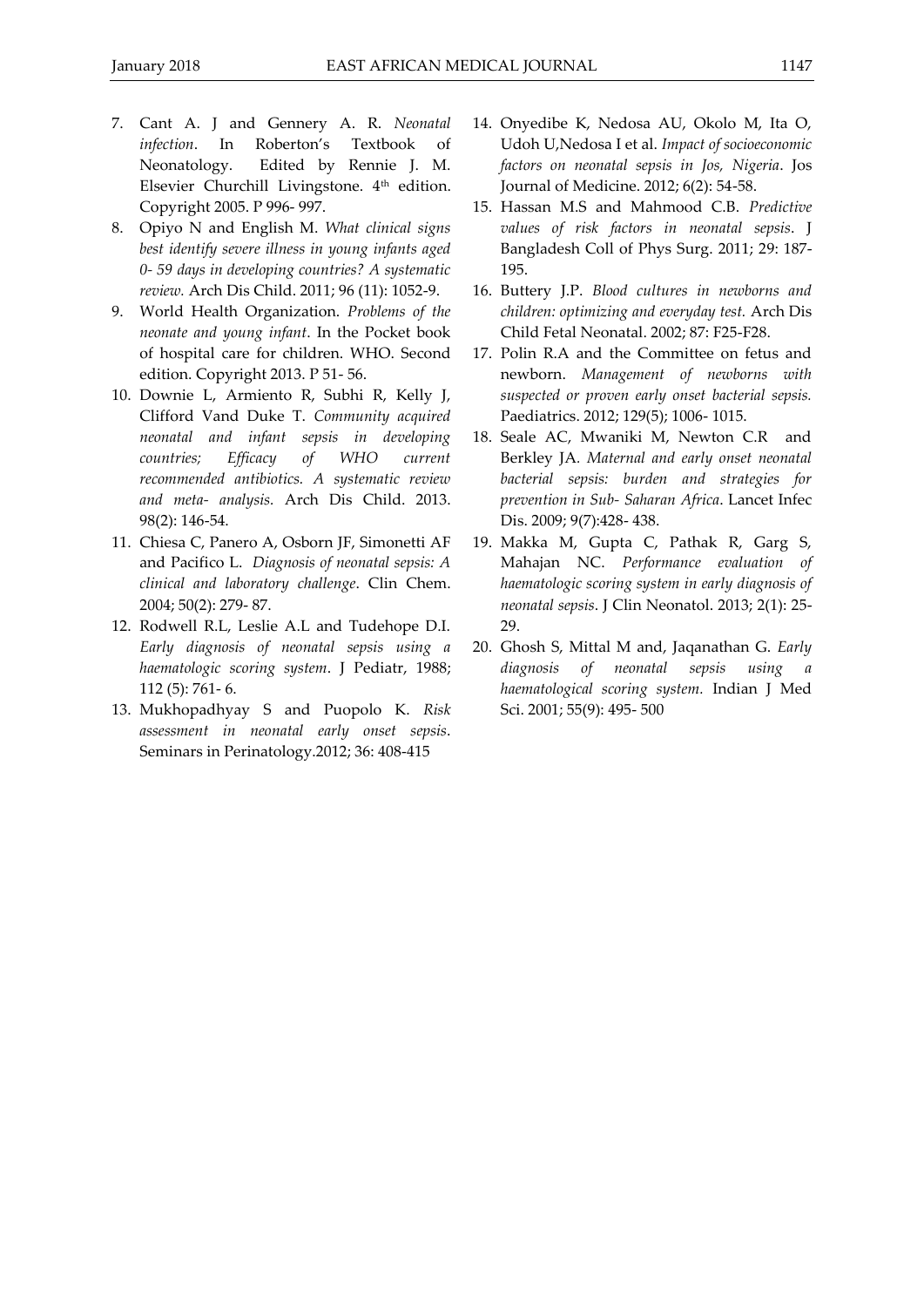7. Cant A. J and Gennery A. R. *Neonatal infection*. In Roberton's Textbook of Neonatology. Edited by Rennie J. M. Elsevier Churchill Livingstone. 4th edition. Copyright 2005. P 996- 997.
8. Opiyo N and English M. *What clinical signs best identify severe illness in young infants aged 0- 59 days in developing countries? A systematic review.* Arch Dis Child. 2011; 96 (11): 1052-9.
9. World Health Organization. *Problems of the neonate and young infant*. In the Pocket book of hospital care for children. WHO. Second edition. Copyright 2013. P 51- 56.
10. Downie L, Armiento R, Subhi R, Kelly J, Clifford Vand Duke T. *Community acquired neonatal and infant sepsis in developing countries; Efficacy of WHO current recommended antibiotics. A systematic review and meta- analysis.* Arch Dis Child. 2013. 98(2): 146-54.
11. Chiesa C, Panero A, Osborn JF, Simonetti AF and Pacifico L. *Diagnosis of neonatal sepsis: A clinical and laboratory challenge*. Clin Chem. 2004; 50(2): 279- 87.
12. Rodwell R.L, Leslie A.L and Tudehope D.I. *Early diagnosis of neonatal sepsis using a haematologic scoring system*. J Pediatr, 1988; 112 (5): 761- 6.
13. Mukhopadhyay S and Puopolo K. *Risk assessment in neonatal early onset sepsis*. Seminars in Perinatology.2012; 36: 408-415
14. Onyedibe K, Nedosa AU, Okolo M, Ita O, Udoh U,Nedosa I et al. *Impact of socioeconomic factors on neonatal sepsis in Jos, Nigeria*. Jos Journal of Medicine. 2012; 6(2): 54-58.
15. Hassan M.S and Mahmood C.B. *Predictive values of risk factors in neonatal sepsis*. J Bangladesh Coll of Phys Surg. 2011; 29: 187-195.
16. Buttery J.P. *Blood cultures in newborns and children: optimizing and everyday test.* Arch Dis Child Fetal Neonatal. 2002; 87: F25-F28.
17. Polin R.A and the Committee on fetus and newborn. *Management of newborns with suspected or proven early onset bacterial sepsis.* Paediatrics. 2012; 129(5); 1006- 1015.
18. Seale AC, Mwaniki M, Newton C.R and Berkley JA. *Maternal and early onset neonatal bacterial sepsis: burden and strategies for prevention in Sub- Saharan Africa*. Lancet Infec Dis. 2009; 9(7):428- 438.
19. Makka M, Gupta C, Pathak R, Garg S, Mahajan NC. *Performance evaluation of haematologic scoring system in early diagnosis of neonatal sepsis*. J Clin Neonatol. 2013; 2(1): 25-29.
20. Ghosh S, Mittal M and, Jaqanathan G. *Early diagnosis of neonatal sepsis using a haematological scoring system.* Indian J Med Sci. 2001; 55(9): 495- 500